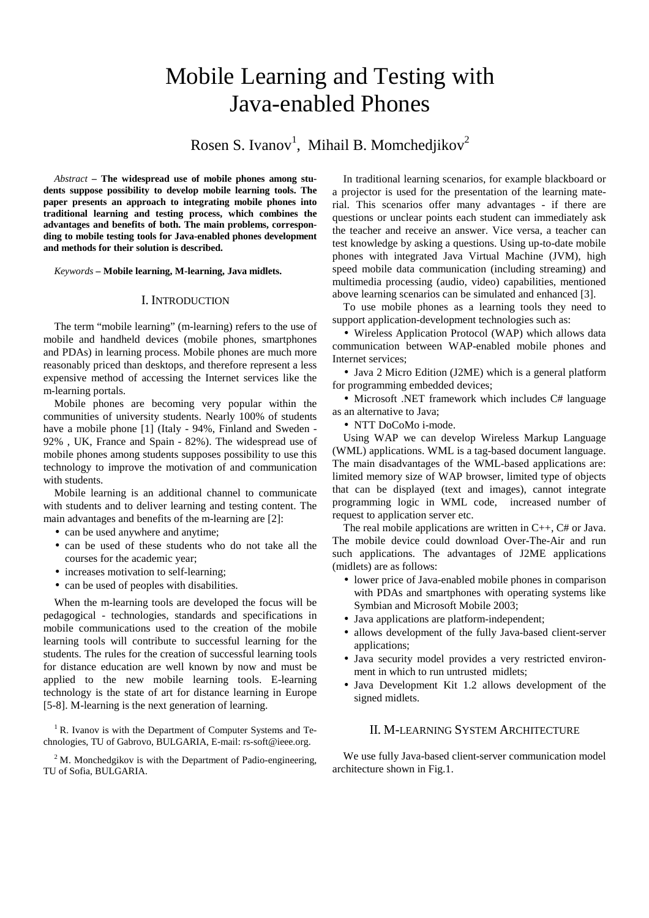# Mobile Learning and Testing with Java-enabled Phones

Rosen S. Ivanov[1], Mihail B. Momchedjikov[2]

*Abstract* **– The widespread use of mobile phones among students suppose possibility to develop mobile learning tools. The paper presents an approach to integrating mobile phones into traditional learning and testing process, which combines the advantages and benefits of both. The main problems, corresponding to mobile testing tools for Java-enabled phones development and methods for their solution is described.**

*Keywords* **– Mobile learning, M-learning, Java midlets.**

## I. Introduction

The term "mobile learning" (m-learning) refers to the use of mobile and handheld devices (mobile phones, smartphones and PDAs) in learning process. Mobile phones are much more reasonably priced than desktops, and therefore represent a less expensive method of accessing the Internet services like the m-learning portals.

Mobile phones are becoming very popular within the communities of university students. Nearly 100% of students have a mobile phone [1] (Italy - 94%, Finland and Sweden - 92% , UK, France and Spain - 82%). The widespread use of mobile phones among students supposes possibility to use this technology to improve the motivation of and communication with students.

Mobile learning is an additional channel to communicate with students and to deliver learning and testing content. The main advantages and benefits of the m-learning are [2]:

- can be used anywhere and anytime;
- can be used of these students who do not take all the courses for the academic year;
- increases motivation to self-learning;
- can be used of peoples with disabilities.

When the m-learning tools are developed the focus will be pedagogical - technologies, standards and specifications in mobile communications used to the creation of the mobile learning tools will contribute to successful learning for the students. The rules for the creation of successful learning tools for distance education are well known by now and must be applied to the new mobile learning tools. E-learning technology is the state of art for distance learning in Europe [5-8]. M-learning is the next generation of learning.

In traditional learning scenarios, for example blackboard or a projector is used for the presentation of the learning material. This scenarios offer many advantages - if there are questions or unclear points each student can immediately ask the teacher and receive an answer. Vice versa, a teacher can test knowledge by asking a questions. Using up-to-date mobile phones with integrated Java Virtual Machine (JVM), high speed mobile data communication (including streaming) and multimedia processing (audio, video) capabilities, mentioned above learning scenarios can be simulated and enhanced [3].

To use mobile phones as a learning tools they need to support application-development technologies such as:

- Wireless Application Protocol (WAP) which allows data communication between WAP-enabled mobile phones and Internet services;
- Java 2 Micro Edition (J2ME) which is a general platform for programming embedded devices;
- Microsoft .NET framework which includes C# language as an alternative to Java;
- NTT DoCoMo i-mode.

Using WAP we can develop Wireless Markup Language (WML) applications. WML is a tag-based document language. The main disadvantages of the WML-based applications are: limited memory size of WAP browser, limited type of objects that can be displayed (text and images), cannot integrate programming logic in WML code, increased number of request to application server etc.

The real mobile applications are written in C++, C# or Java. The mobile device could download Over-The-Air and run such applications. The advantages of J2ME applications (midlets) are as follows:

- lower price of Java-enabled mobile phones in comparison with PDAs and smartphones with operating systems like Symbian and Microsoft Mobile 2003;
- Java applications are platform-independent;
- allows development of the fully Java-based client-server applications;
- Java security model provides a very restricted environment in which to run untrusted midlets;
- Java Development Kit 1.2 allows development of the signed midlets.

## II. M-learning System Architecture

We use fully Java-based client-server communication model architecture shown in Fig.1.

[1] R. Ivanov is with the Department of Computer Systems and Technologies, TU of Gabrovo, BULGARIA, E-mail: rs-soft@ieee.org.

[2] M. Monchedgikov is with the Department of Padio-engineering, TU of Sofia, BULGARIA.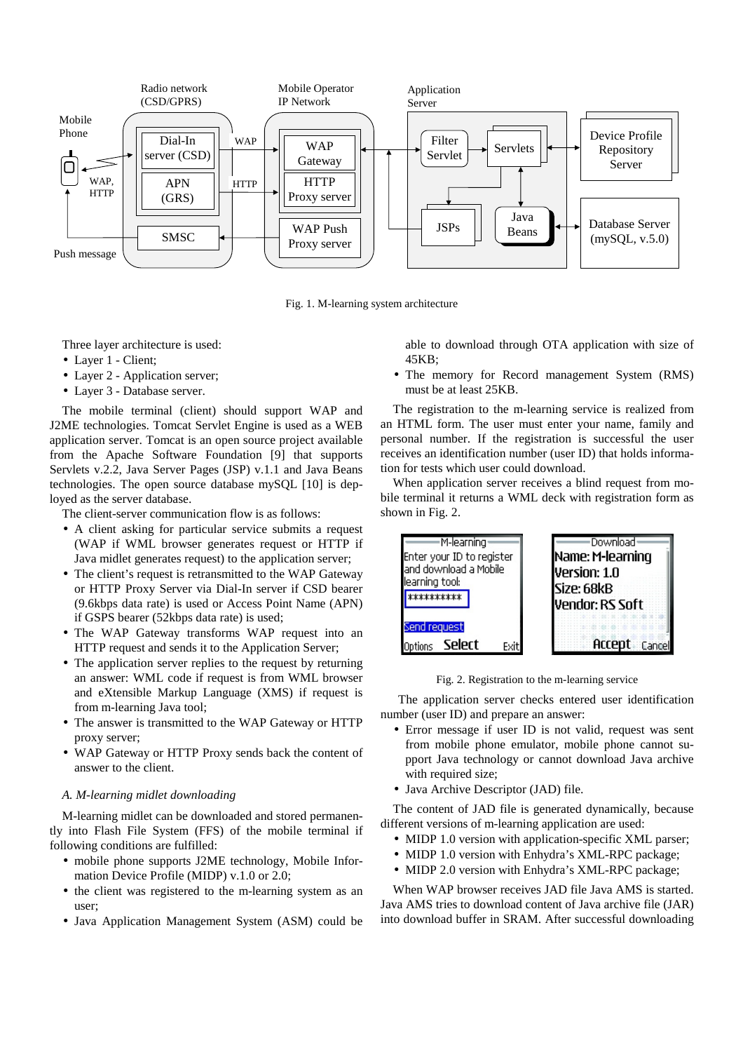Fig. 1. M-learning system architecture

Three layer architecture is used:

- Layer 1 - Client;
- Layer 2 - Application server;
- Layer 3 - Database server.

The mobile terminal (client) should support WAP and J2ME technologies. Tomcat Servlet Engine is used as a WEB application server. Tomcat is an open source project available from the Apache Software Foundation [9] that supports Servlets v.2.2, Java Server Pages (JSP) v.1.1 and Java Beans technologies. The open source database mySQL [10] is deployed as the server database.

The client-server communication flow is as follows:

- A client asking for particular service submits a request (WAP if WML browser generates request or HTTP if Java midlet generates request) to the application server;
- The client's request is retransmitted to the WAP Gateway or HTTP Proxy Server via Dial-In server if CSD bearer (9.6kbps data rate) is used or Access Point Name (APN) if GSPS bearer (52kbps data rate) is used;
- The WAP Gateway transforms WAP request into an HTTP request and sends it to the Application Server;
- The application server replies to the request by returning an answer: WML code if request is from WML browser and eXtensible Markup Language (XMS) if request is from m-learning Java tool;
- The answer is transmitted to the WAP Gateway or HTTP proxy server;
- WAP Gateway or HTTP Proxy sends back the content of answer to the client.

### *A. M-learning midlet downloading*

M-learning midlet can be downloaded and stored permanently into Flash File System (FFS) of the mobile terminal if following conditions are fulfilled:

- mobile phone supports J2ME technology, Mobile Information Device Profile (MIDP) v.1.0 or 2.0;
- the client was registered to the m-learning system as an user;
- Java Application Management System (ASM) could be able to download through OTA application with size of 45KB;
- The memory for Record management System (RMS) must be at least 25KB.

The registration to the m-learning service is realized from an HTML form. The user must enter your name, family and personal number. If the registration is successful the user receives an identification number (user ID) that holds information for tests which user could download.

When application server receives a blind request from mobile terminal it returns a WML deck with registration form as shown in Fig. 2.

Fig. 2. Registration to the m-learning service

The application server checks entered user identification number (user ID) and prepare an answer:

- Error message if user ID is not valid, request was sent from mobile phone emulator, mobile phone cannot support Java technology or cannot download Java archive with required size;
- Java Archive Descriptor (JAD) file.

The content of JAD file is generated dynamically, because different versions of m-learning application are used:

- MIDP 1.0 version with application-specific XML parser;
- MIDP 1.0 version with Enhydra's XML-RPC package;
- MIDP 2.0 version with Enhydra's XML-RPC package;

When WAP browser receives JAD file Java AMS is started. Java AMS tries to download content of Java archive file (JAR) into download buffer in SRAM. After successful downloading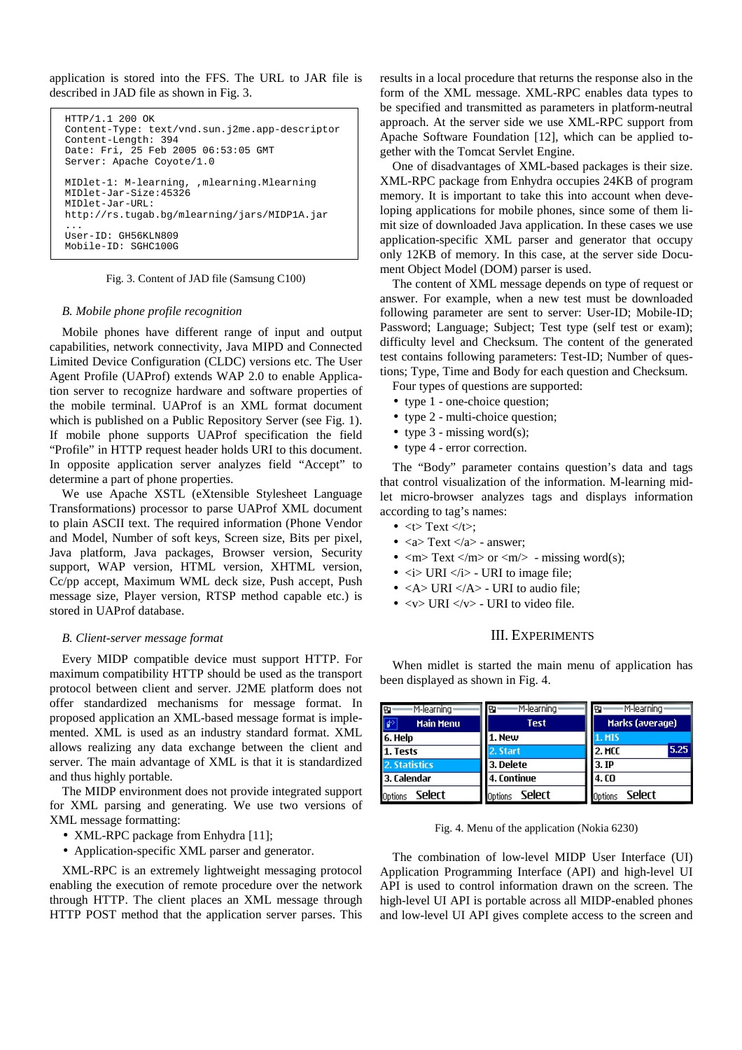application is stored into the FFS. The URL to JAR file is described in JAD file as shown in Fig. 3.

```
HTTP/1.1 200 OK
Content-Type: text/vnd.sun.j2me.app-descriptor
Content-Length: 394
Date: Fri, 25 Feb 2005 06:53:05 GMT
Server: Apache Coyote/1.0

MIDlet-1: M-learning, ,mlearning.Mlearning
MIDlet-Jar-Size:45326
MIDlet-Jar-URL:
http://rs.tugab.bg/mlearning/jars/MIDP1A.jar
...
User-ID: GH56KLN809
Mobile-ID: SGHC100G
```

Fig. 3. Content of JAD file (Samsung C100)

### *B. Mobile phone profile recognition*

Mobile phones have different range of input and output capabilities, network connectivity, Java MIPD and Connected Limited Device Configuration (CLDC) versions etc. The User Agent Profile (UAProf) extends WAP 2.0 to enable Application server to recognize hardware and software properties of the mobile terminal. UAProf is an XML format document which is published on a Public Repository Server (see Fig. 1). If mobile phone supports UAProf specification the field "Profile" in HTTP request header holds URI to this document. In opposite application server analyzes field "Accept" to determine a part of phone properties.

We use Apache XSTL (eXtensible Stylesheet Language Transformations) processor to parse UAProf XML document to plain ASCII text. The required information (Phone Vendor and Model, Number of soft keys, Screen size, Bits per pixel, Java platform, Java packages, Browser version, Security support, WAP version, HTML version, XHTML version, Cc/pp accept, Maximum WML deck size, Push accept, Push message size, Player version, RTSP method capable etc.) is stored in UAProf database.

### *B. Client-server message format*

Every MIDP compatible device must support HTTP. For maximum compatibility HTTP should be used as the transport protocol between client and server. J2ME platform does not offer standardized mechanisms for message format. In proposed application an XML-based message format is implemented. XML is used as an industry standard format. XML allows realizing any data exchange between the client and server. The main advantage of XML is that it is standardized and thus highly portable.

The MIDP environment does not provide integrated support for XML parsing and generating. We use two versions of XML message formatting:

- XML-RPC package from Enhydra [11];
- Application-specific XML parser and generator.

XML-RPC is an extremely lightweight messaging protocol enabling the execution of remote procedure over the network through HTTP. The client places an XML message through HTTP POST method that the application server parses. This results in a local procedure that returns the response also in the form of the XML message. XML-RPC enables data types to be specified and transmitted as parameters in platform-neutral approach. At the server side we use XML-RPC support from Apache Software Foundation [12], which can be applied together with the Tomcat Servlet Engine.

One of disadvantages of XML-based packages is their size. XML-RPC package from Enhydra occupies 24KB of program memory. It is important to take this into account when developing applications for mobile phones, since some of them limit size of downloaded Java application. In these cases we use application-specific XML parser and generator that occupy only 12KB of memory. In this case, at the server side Document Object Model (DOM) parser is used.

The content of XML message depends on type of request or answer. For example, when a new test must be downloaded following parameter are sent to server: User-ID; Mobile-ID; Password; Language; Subject; Test type (self test or exam); difficulty level and Checksum. The content of the generated test contains following parameters: Test-ID; Number of questions; Type, Time and Body for each question and Checksum.

Four types of questions are supported:

- type 1 - one-choice question;
- type 2 - multi-choice question;
- type 3 - missing word(s);
- type 4 - error correction.

The "Body" parameter contains question's data and tags that control visualization of the information. M-learning midlet micro-browser analyzes tags and displays information according to tag's names:

- <t> Text </t>;
- <a> Text </a> - answer;
- <m> Text </m> or <m/> - missing word(s);
- <i> URI </i> - URI to image file;
- <A> URI </A> - URI to audio file;
- <v> URI </v> - URI to video file.

## III. Experiments

When midlet is started the main menu of application has been displayed as shown in Fig. 4.

Fig. 4. Menu of the application (Nokia 6230)

The combination of low-level MIDP User Interface (UI) Application Programming Interface (API) and high-level UI API is used to control information drawn on the screen. The high-level UI API is portable across all MIDP-enabled phones and low-level UI API gives complete access to the screen and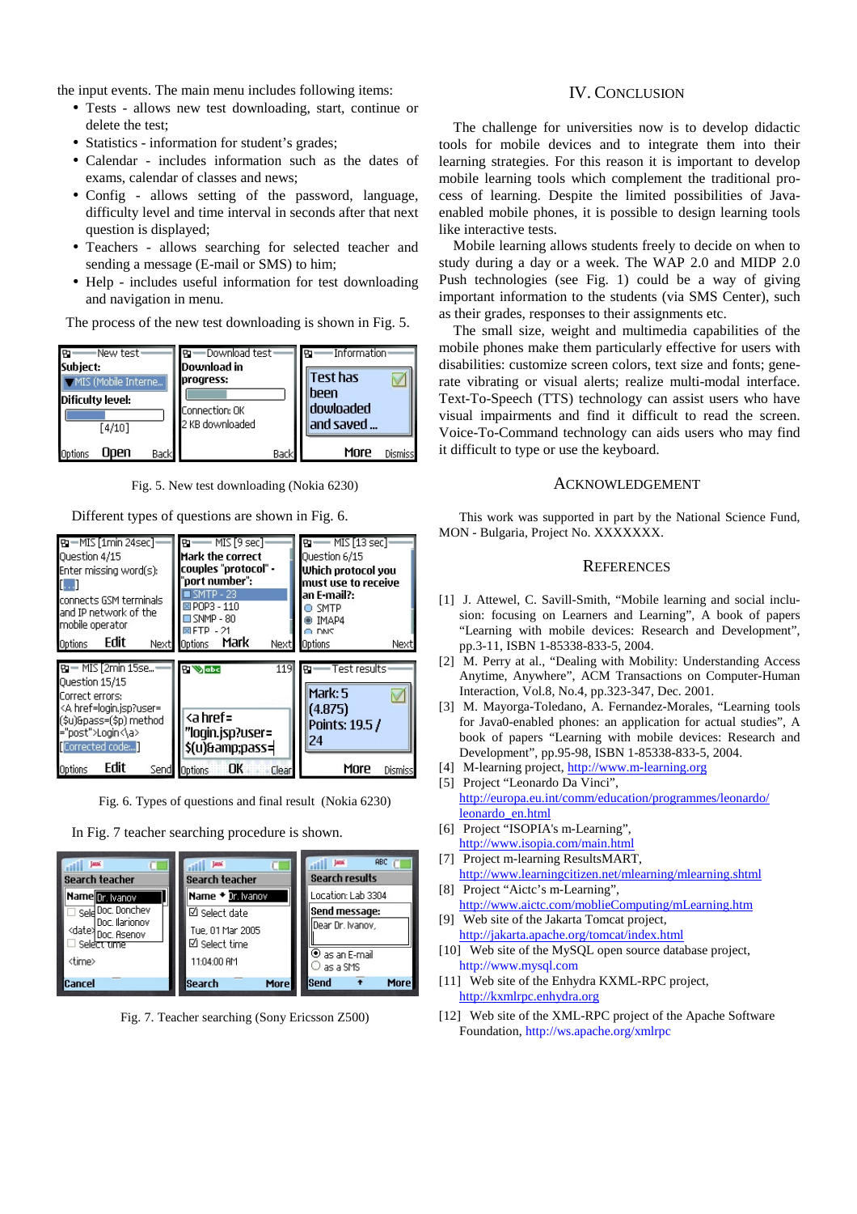the input events. The main menu includes following items:

- Tests - allows new test downloading, start, continue or delete the test;
- Statistics - information for student's grades;
- Calendar - includes information such as the dates of exams, calendar of classes and news;
- Config - allows setting of the password, language, difficulty level and time interval in seconds after that next question is displayed;
- Teachers - allows searching for selected teacher and sending a message (E-mail or SMS) to him;
- Help - includes useful information for test downloading and navigation in menu.

The process of the new test downloading is shown in Fig. 5.

Fig. 5. New test downloading (Nokia 6230)

Different types of questions are shown in Fig. 6.

Fig. 6. Types of questions and final result (Nokia 6230)

In Fig. 7 teacher searching procedure is shown.

Fig. 7. Teacher searching (Sony Ericsson Z500)

## IV. Conclusion

The challenge for universities now is to develop didactic tools for mobile devices and to integrate them into their learning strategies. For this reason it is important to develop mobile learning tools which complement the traditional process of learning. Despite the limited possibilities of Java-enabled mobile phones, it is possible to design learning tools like interactive tests.

Mobile learning allows students freely to decide on when to study during a day or a week. The WAP 2.0 and MIDP 2.0 Push technologies (see Fig. 1) could be a way of giving important information to the students (via SMS Center), such as their grades, responses to their assignments etc.

The small size, weight and multimedia capabilities of the mobile phones make them particularly effective for users with disabilities: customize screen colors, text size and fonts; generate vibrating or visual alerts; realize multi-modal interface. Text-To-Speech (TTS) technology can assist users who have visual impairments and find it difficult to read the screen. Voice-To-Command technology can aids users who may find it difficult to type or use the keyboard.

## Acknowledgement

This work was supported in part by the National Science Fund, MON - Bulgaria, Project No. XXXXXXX.

## References

[1] J. Attewel, C. Savill-Smith, "Mobile learning and social inclusion: focusing on Learners and Learning", A book of papers "Learning with mobile devices: Research and Development", pp.3-11, ISBN 1-85338-833-5, 2004.

[2] M. Perry at al., "Dealing with Mobility: Understanding Access Anytime, Anywhere", ACM Transactions on Computer-Human Interaction, Vol.8, No.4, pp.323-347, Dec. 2001.

[3] M. Mayorga-Toledano, A. Fernandez-Morales, "Learning tools for Java0-enabled phones: an application for actual studies", A book of papers "Learning with mobile devices: Research and Development", pp.95-98, ISBN 1-85338-833-5, 2004.

[4] M-learning project, http://www.m-learning.org

[5] Project "Leonardo Da Vinci", http://europa.eu.int/comm/education/programmes/leonardo/leonardo_en.html

[6] Project "ISOPIA's m-Learning", http://www.isopia.com/main.html

[7] Project m-learning ResultsMART, http://www.learningcitizen.net/mlearning/mlearning.shtml

[8] Project "Aictc's m-Learning", http://www.aictc.com/moblieComputing/mLearning.htm

[9] Web site of the Jakarta Tomcat project, http://jakarta.apache.org/tomcat/index.html

[10] Web site of the MySQL open source database project, http://www.mysql.com

[11] Web site of the Enhydra KXML-RPC project, http://kxmlrpc.enhydra.org

[12] Web site of the XML-RPC project of the Apache Software Foundation, http://ws.apache.org/xmlrpc